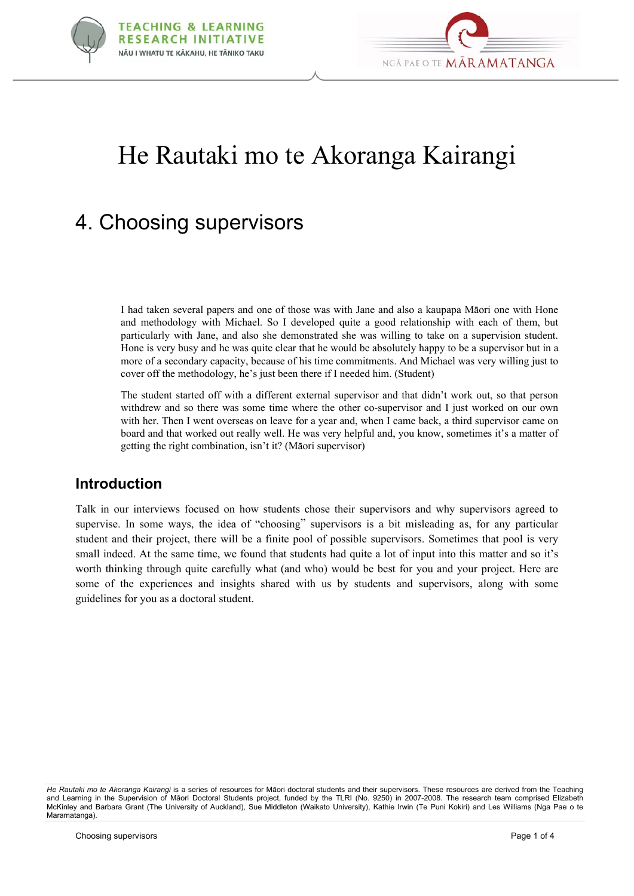# He Rautaki mo te Akoranga Kairangi

## 4. Choosing supervisors

> I had taken several papers and one of those was with Jane and also a kaupapa Māori one with Hone and methodology with Michael. So I developed quite a good relationship with each of them, but particularly with Jane, and also she demonstrated she was willing to take on a supervision student. Hone is very busy and he was quite clear that he would be absolutely happy to be a supervisor but in a more of a secondary capacity, because of his time commitments. And Michael was very willing just to cover off the methodology, he's just been there if I needed him. (Student)

> The student started off with a different external supervisor and that didn't work out, so that person withdrew and so there was some time where the other co-supervisor and I just worked on our own with her. Then I went overseas on leave for a year and, when I came back, a third supervisor came on board and that worked out really well. He was very helpful and, you know, sometimes it's a matter of getting the right combination, isn't it? (Māori supervisor)

### Introduction

Talk in our interviews focused on how students chose their supervisors and why supervisors agreed to supervise. In some ways, the idea of "choosing" supervisors is a bit misleading as, for any particular student and their project, there will be a finite pool of possible supervisors. Sometimes that pool is very small indeed. At the same time, we found that students had quite a lot of input into this matter and so it's worth thinking through quite carefully what (and who) would be best for you and your project. Here are some of the experiences and insights shared with us by students and supervisors, along with some guidelines for you as a doctoral student.

---

*He Rautaki mo te Akoranga Kairangi* is a series of resources for Māori doctoral students and their supervisors. These resources are derived from the Teaching and Learning in the Supervision of Māori Doctoral Students project, funded by the TLRI (No. 9250) in 2007-2008. The research team comprised Elizabeth McKinley and Barbara Grant (The University of Auckland), Sue Middleton (Waikato University), Kathie Irwin (Te Puni Kokiri) and Les Williams (Nga Pae o te Maramatanga).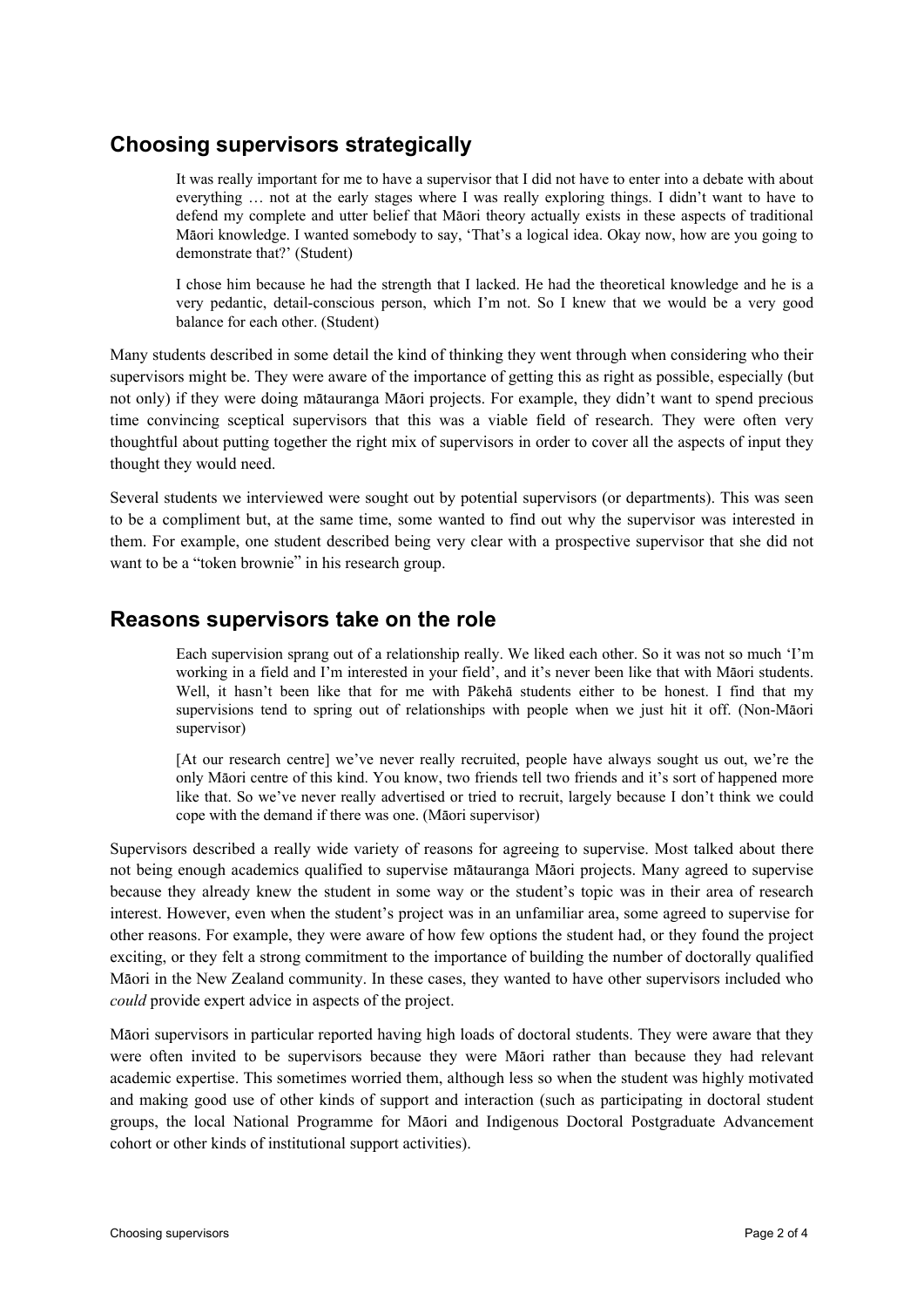## Choosing supervisors strategically

> It was really important for me to have a supervisor that I did not have to enter into a debate with about everything … not at the early stages where I was really exploring things. I didn't want to have to defend my complete and utter belief that Māori theory actually exists in these aspects of traditional Māori knowledge. I wanted somebody to say, 'That's a logical idea. Okay now, how are you going to demonstrate that?' (Student)

> I chose him because he had the strength that I lacked. He had the theoretical knowledge and he is a very pedantic, detail-conscious person, which I'm not. So I knew that we would be a very good balance for each other. (Student)

Many students described in some detail the kind of thinking they went through when considering who their supervisors might be. They were aware of the importance of getting this as right as possible, especially (but not only) if they were doing mātauranga Māori projects. For example, they didn't want to spend precious time convincing sceptical supervisors that this was a viable field of research. They were often very thoughtful about putting together the right mix of supervisors in order to cover all the aspects of input they thought they would need.

Several students we interviewed were sought out by potential supervisors (or departments). This was seen to be a compliment but, at the same time, some wanted to find out why the supervisor was interested in them. For example, one student described being very clear with a prospective supervisor that she did not want to be a "token brownie" in his research group.

## Reasons supervisors take on the role

> Each supervision sprang out of a relationship really. We liked each other. So it was not so much 'I'm working in a field and I'm interested in your field', and it's never been like that with Māori students. Well, it hasn't been like that for me with Pākehā students either to be honest. I find that my supervisions tend to spring out of relationships with people when we just hit it off. (Non-Māori supervisor)

> [At our research centre] we've never really recruited, people have always sought us out, we're the only Māori centre of this kind. You know, two friends tell two friends and it's sort of happened more like that. So we've never really advertised or tried to recruit, largely because I don't think we could cope with the demand if there was one. (Māori supervisor)

Supervisors described a really wide variety of reasons for agreeing to supervise. Most talked about there not being enough academics qualified to supervise mātauranga Māori projects. Many agreed to supervise because they already knew the student in some way or the student's topic was in their area of research interest. However, even when the student's project was in an unfamiliar area, some agreed to supervise for other reasons. For example, they were aware of how few options the student had, or they found the project exciting, or they felt a strong commitment to the importance of building the number of doctorally qualified Māori in the New Zealand community. In these cases, they wanted to have other supervisors included who *could* provide expert advice in aspects of the project.

Māori supervisors in particular reported having high loads of doctoral students. They were aware that they were often invited to be supervisors because they were Māori rather than because they had relevant academic expertise. This sometimes worried them, although less so when the student was highly motivated and making good use of other kinds of support and interaction (such as participating in doctoral student groups, the local National Programme for Māori and Indigenous Doctoral Postgraduate Advancement cohort or other kinds of institutional support activities).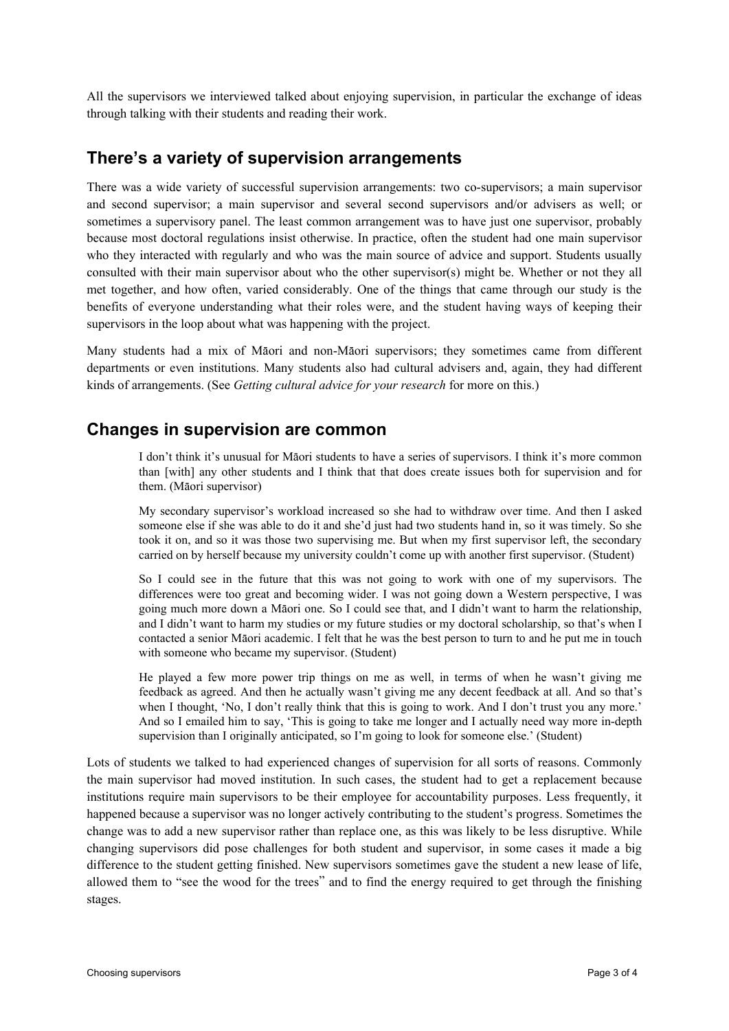All the supervisors we interviewed talked about enjoying supervision, in particular the exchange of ideas through talking with their students and reading their work.

## There's a variety of supervision arrangements

There was a wide variety of successful supervision arrangements: two co-supervisors; a main supervisor and second supervisor; a main supervisor and several second supervisors and/or advisers as well; or sometimes a supervisory panel. The least common arrangement was to have just one supervisor, probably because most doctoral regulations insist otherwise. In practice, often the student had one main supervisor who they interacted with regularly and who was the main source of advice and support. Students usually consulted with their main supervisor about who the other supervisor(s) might be. Whether or not they all met together, and how often, varied considerably. One of the things that came through our study is the benefits of everyone understanding what their roles were, and the student having ways of keeping their supervisors in the loop about what was happening with the project.

Many students had a mix of Māori and non-Māori supervisors; they sometimes came from different departments or even institutions. Many students also had cultural advisers and, again, they had different kinds of arrangements. (See *Getting cultural advice for your research* for more on this.)

## Changes in supervision are common

> I don't think it's unusual for Māori students to have a series of supervisors. I think it's more common than [with] any other students and I think that that does create issues both for supervision and for them. (Māori supervisor)

> My secondary supervisor's workload increased so she had to withdraw over time. And then I asked someone else if she was able to do it and she'd just had two students hand in, so it was timely. So she took it on, and so it was those two supervising me. But when my first supervisor left, the secondary carried on by herself because my university couldn't come up with another first supervisor. (Student)

> So I could see in the future that this was not going to work with one of my supervisors. The differences were too great and becoming wider. I was not going down a Western perspective, I was going much more down a Māori one. So I could see that, and I didn't want to harm the relationship, and I didn't want to harm my studies or my future studies or my doctoral scholarship, so that's when I contacted a senior Māori academic. I felt that he was the best person to turn to and he put me in touch with someone who became my supervisor. (Student)

> He played a few more power trip things on me as well, in terms of when he wasn't giving me feedback as agreed. And then he actually wasn't giving me any decent feedback at all. And so that's when I thought, 'No, I don't really think that this is going to work. And I don't trust you any more.' And so I emailed him to say, 'This is going to take me longer and I actually need way more in-depth supervision than I originally anticipated, so I'm going to look for someone else.' (Student)

Lots of students we talked to had experienced changes of supervision for all sorts of reasons. Commonly the main supervisor had moved institution. In such cases, the student had to get a replacement because institutions require main supervisors to be their employee for accountability purposes. Less frequently, it happened because a supervisor was no longer actively contributing to the student's progress. Sometimes the change was to add a new supervisor rather than replace one, as this was likely to be less disruptive. While changing supervisors did pose challenges for both student and supervisor, in some cases it made a big difference to the student getting finished. New supervisors sometimes gave the student a new lease of life, allowed them to "see the wood for the trees" and to find the energy required to get through the finishing stages.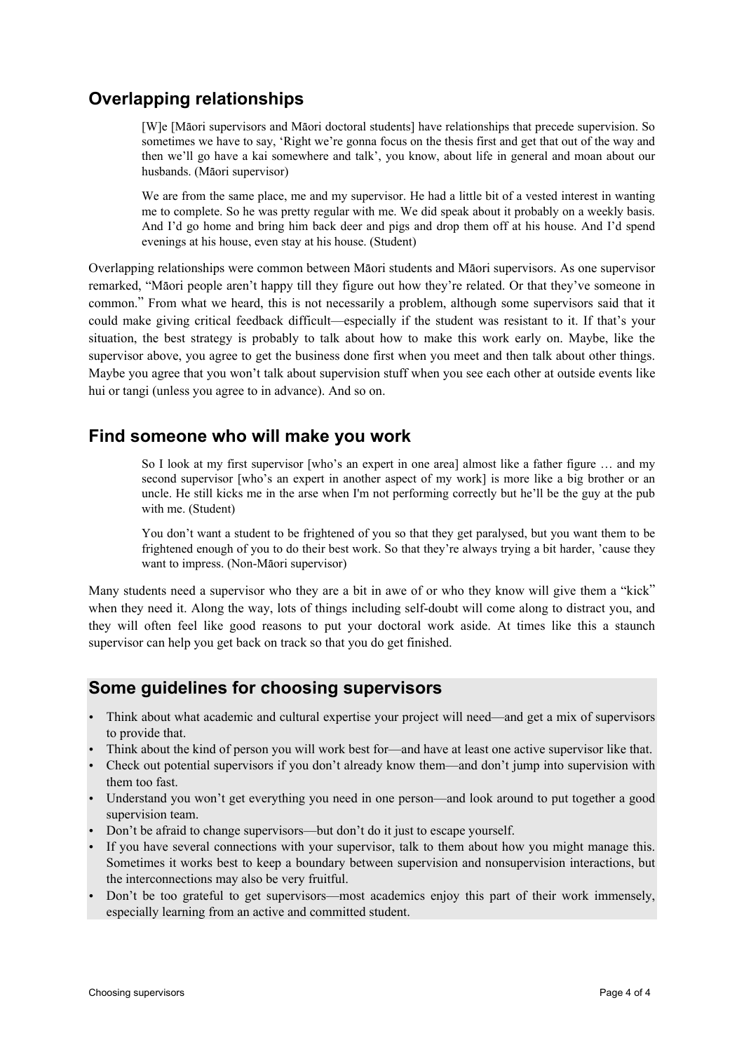## Overlapping relationships

> [W]e [Māori supervisors and Māori doctoral students] have relationships that precede supervision. So sometimes we have to say, 'Right we're gonna focus on the thesis first and get that out of the way and then we'll go have a kai somewhere and talk', you know, about life in general and moan about our husbands. (Māori supervisor)

> We are from the same place, me and my supervisor. He had a little bit of a vested interest in wanting me to complete. So he was pretty regular with me. We did speak about it probably on a weekly basis. And I'd go home and bring him back deer and pigs and drop them off at his house. And I'd spend evenings at his house, even stay at his house. (Student)

Overlapping relationships were common between Māori students and Māori supervisors. As one supervisor remarked, "Māori people aren't happy till they figure out how they're related. Or that they've someone in common." From what we heard, this is not necessarily a problem, although some supervisors said that it could make giving critical feedback difficult—especially if the student was resistant to it. If that's your situation, the best strategy is probably to talk about how to make this work early on. Maybe, like the supervisor above, you agree to get the business done first when you meet and then talk about other things. Maybe you agree that you won't talk about supervision stuff when you see each other at outside events like hui or tangi (unless you agree to in advance). And so on.

## Find someone who will make you work

> So I look at my first supervisor [who's an expert in one area] almost like a father figure … and my second supervisor [who's an expert in another aspect of my work] is more like a big brother or an uncle. He still kicks me in the arse when I'm not performing correctly but he'll be the guy at the pub with me. (Student)

> You don't want a student to be frightened of you so that they get paralysed, but you want them to be frightened enough of you to do their best work. So that they're always trying a bit harder, 'cause they want to impress. (Non-Māori supervisor)

Many students need a supervisor who they are a bit in awe of or who they know will give them a "kick" when they need it. Along the way, lots of things including self-doubt will come along to distract you, and they will often feel like good reasons to put your doctoral work aside. At times like this a staunch supervisor can help you get back on track so that you do get finished.

## Some guidelines for choosing supervisors

- Think about what academic and cultural expertise your project will need—and get a mix of supervisors to provide that.
- Think about the kind of person you will work best for—and have at least one active supervisor like that.
- Check out potential supervisors if you don't already know them—and don't jump into supervision with them too fast.
- Understand you won't get everything you need in one person—and look around to put together a good supervision team.
- Don't be afraid to change supervisors—but don't do it just to escape yourself.
- If you have several connections with your supervisor, talk to them about how you might manage this. Sometimes it works best to keep a boundary between supervision and nonsupervision interactions, but the interconnections may also be very fruitful.
- Don't be too grateful to get supervisors—most academics enjoy this part of their work immensely, especially learning from an active and committed student.